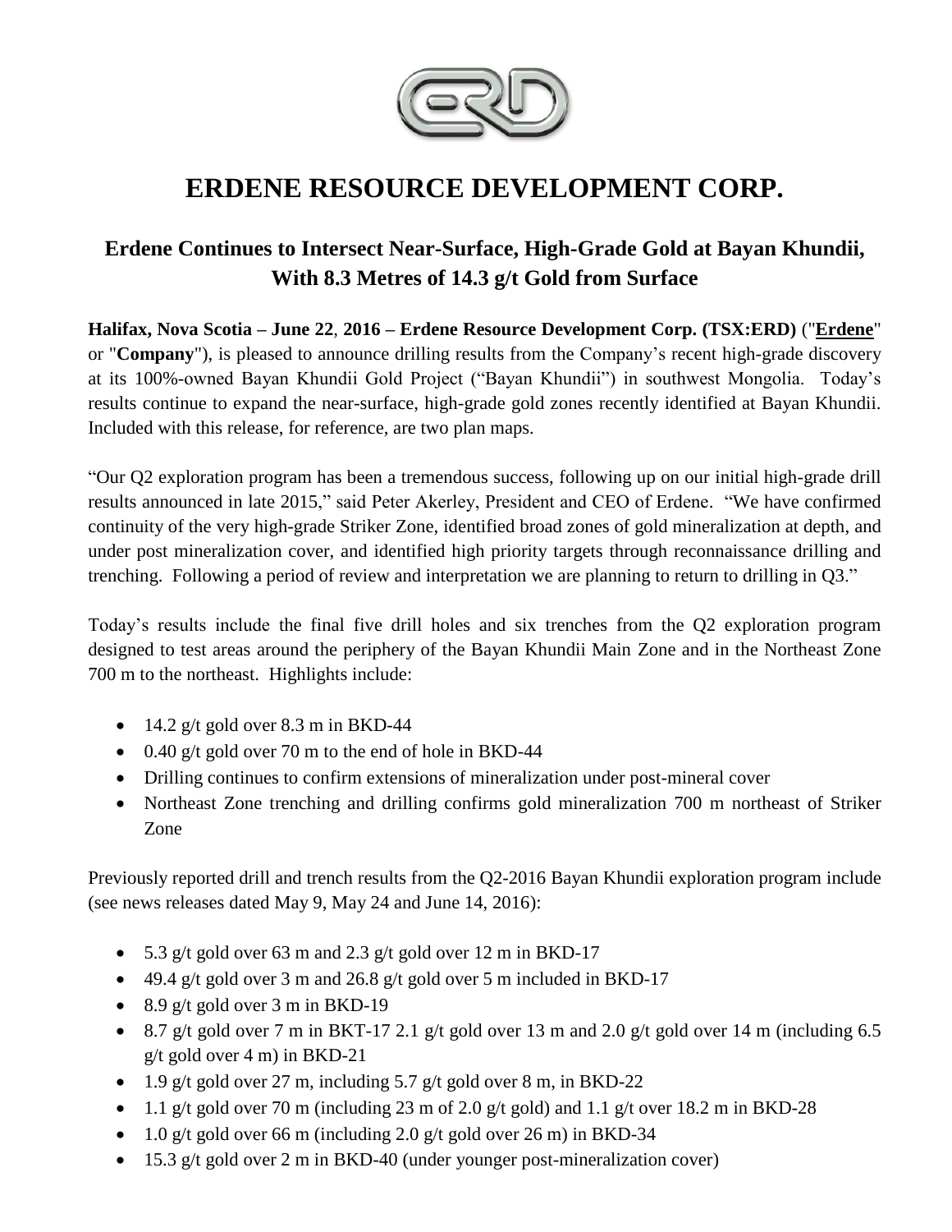# ERDENE RESOURCE DEVELOPMENT CORP.

## Erdene Continues to Intersect Near-Surface, High-Grade Gold at Bayan Khundii, With 8.3 Metres of 14.3 g/t Gold from Surface

**Halifax, Nova Scotia – June 22, 2016 – Erdene Resource Development Corp. (TSX:ERD)** ("**Erdene**" or "**Company**"), is pleased to announce drilling results from the Company's recent high-grade discovery at its 100%-owned Bayan Khundii Gold Project ("Bayan Khundii") in southwest Mongolia. Today's results continue to expand the near-surface, high-grade gold zones recently identified at Bayan Khundii. Included with this release, for reference, are two plan maps.

"Our Q2 exploration program has been a tremendous success, following up on our initial high-grade drill results announced in late 2015," said Peter Akerley, President and CEO of Erdene. "We have confirmed continuity of the very high-grade Striker Zone, identified broad zones of gold mineralization at depth, and under post mineralization cover, and identified high priority targets through reconnaissance drilling and trenching. Following a period of review and interpretation we are planning to return to drilling in Q3."

Today's results include the final five drill holes and six trenches from the Q2 exploration program designed to test areas around the periphery of the Bayan Khundii Main Zone and in the Northeast Zone 700 m to the northeast. Highlights include:

- 14.2 g/t gold over 8.3 m in BKD-44
- 0.40 g/t gold over 70 m to the end of hole in BKD-44
- Drilling continues to confirm extensions of mineralization under post-mineral cover
- Northeast Zone trenching and drilling confirms gold mineralization 700 m northeast of Striker Zone

Previously reported drill and trench results from the Q2-2016 Bayan Khundii exploration program include (see news releases dated May 9, May 24 and June 14, 2016):

- 5.3 g/t gold over 63 m and 2.3 g/t gold over 12 m in BKD-17
- 49.4 g/t gold over 3 m and 26.8 g/t gold over 5 m included in BKD-17
- 8.9 g/t gold over 3 m in BKD-19
- 8.7 g/t gold over 7 m in BKT-17 2.1 g/t gold over 13 m and 2.0 g/t gold over 14 m (including 6.5 g/t gold over 4 m) in BKD-21
- 1.9 g/t gold over 27 m, including 5.7 g/t gold over 8 m, in BKD-22
- 1.1 g/t gold over 70 m (including 23 m of 2.0 g/t gold) and 1.1 g/t over 18.2 m in BKD-28
- 1.0 g/t gold over 66 m (including 2.0 g/t gold over 26 m) in BKD-34
- 15.3 g/t gold over 2 m in BKD-40 (under younger post-mineralization cover)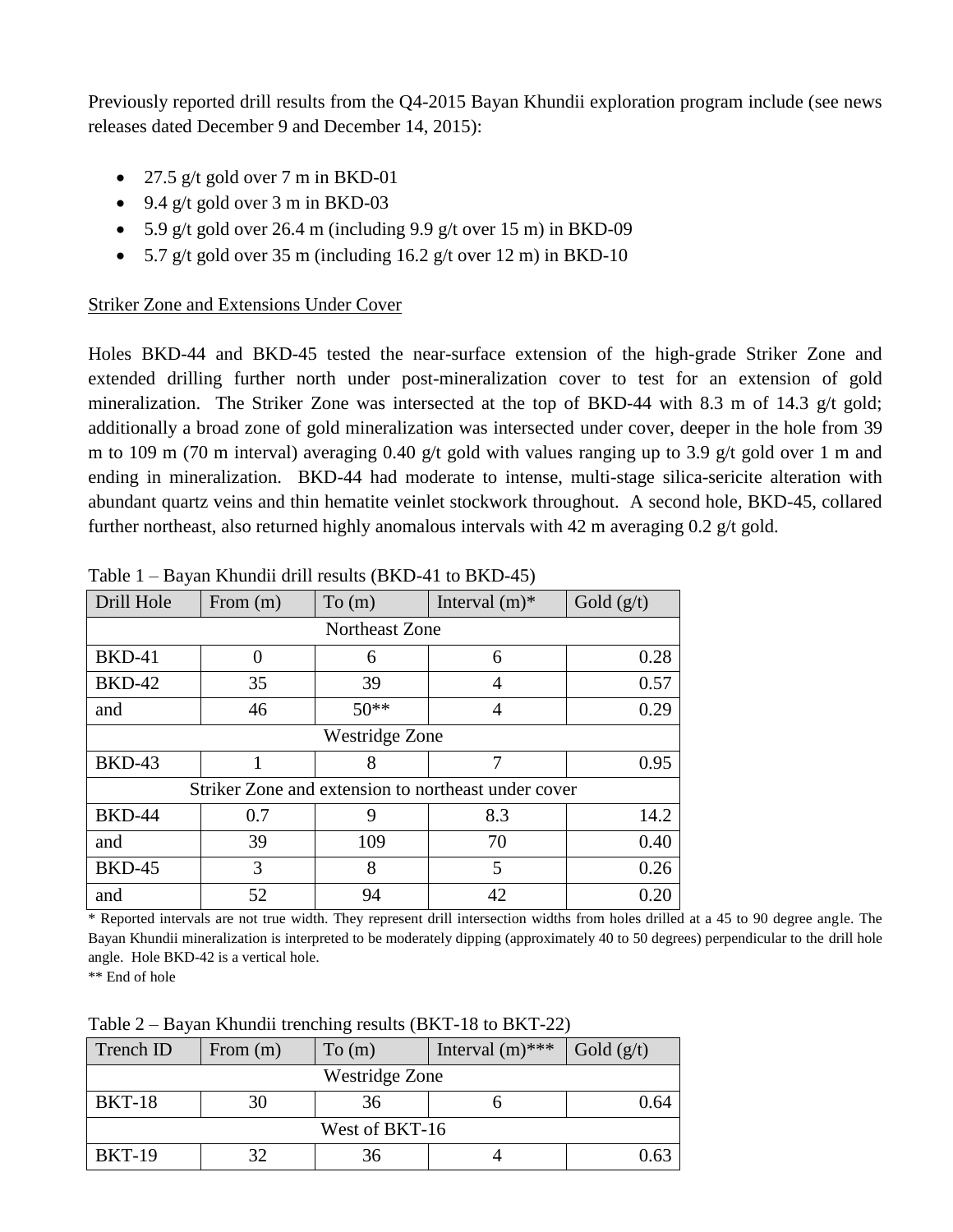Previously reported drill results from the Q4-2015 Bayan Khundii exploration program include (see news releases dated December 9 and December 14, 2015):

- 27.5 g/t gold over 7 m in BKD-01
- 9.4 g/t gold over 3 m in BKD-03
- 5.9 g/t gold over 26.4 m (including 9.9 g/t over 15 m) in BKD-09
- 5.7 g/t gold over 35 m (including 16.2 g/t over 12 m) in BKD-10

Striker Zone and Extensions Under Cover

Holes BKD-44 and BKD-45 tested the near-surface extension of the high-grade Striker Zone and extended drilling further north under post-mineralization cover to test for an extension of gold mineralization. The Striker Zone was intersected at the top of BKD-44 with 8.3 m of 14.3 g/t gold; additionally a broad zone of gold mineralization was intersected under cover, deeper in the hole from 39 m to 109 m (70 m interval) averaging 0.40 g/t gold with values ranging up to 3.9 g/t gold over 1 m and ending in mineralization. BKD-44 had moderate to intense, multi-stage silica-sericite alteration with abundant quartz veins and thin hematite veinlet stockwork throughout. A second hole, BKD-45, collared further northeast, also returned highly anomalous intervals with 42 m averaging 0.2 g/t gold.

Table 1 – Bayan Khundii drill results (BKD-41 to BKD-45)

| Drill Hole | From (m) | To (m) | Interval (m)* | Gold (g/t) |
|---|---|---|---|---|
| Northeast Zone | | | | |
| BKD-41 | 0 | 6 | 6 | 0.28 |
| BKD-42 | 35 | 39 | 4 | 0.57 |
| and | 46 | 50** | 4 | 0.29 |
| Westridge Zone | | | | |
| BKD-43 | 1 | 8 | 7 | 0.95 |
| Striker Zone and extension to northeast under cover | | | | |
| BKD-44 | 0.7 | 9 | 8.3 | 14.2 |
| and | 39 | 109 | 70 | 0.40 |
| BKD-45 | 3 | 8 | 5 | 0.26 |
| and | 52 | 94 | 42 | 0.20 |

* Reported intervals are not true width. They represent drill intersection widths from holes drilled at a 45 to 90 degree angle. The Bayan Khundii mineralization is interpreted to be moderately dipping (approximately 40 to 50 degrees) perpendicular to the drill hole angle. Hole BKD-42 is a vertical hole.
** End of hole

Table 2 – Bayan Khundii trenching results (BKT-18 to BKT-22)

| Trench ID | From (m) | To (m) | Interval (m)*** | Gold (g/t) |
|---|---|---|---|---|
| Westridge Zone | | | | |
| BKT-18 | 30 | 36 | 6 | 0.64 |
| West of BKT-16 | | | | |
| BKT-19 | 32 | 36 | 4 | 0.63 |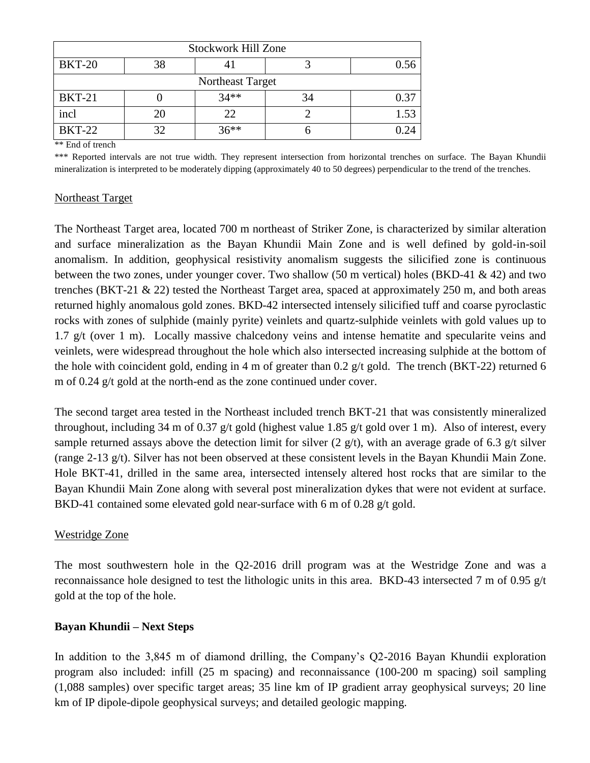| | | | | |
|---|---|---|---|---|
| Stockwork Hill Zone | | | | |
| BKT-20 | 38 | 41 | 3 | 0.56 |
| Northeast Target | | | | |
| BKT-21 | 0 | 34** | 34 | 0.37 |
| incl | 20 | 22 | 2 | 1.53 |
| BKT-22 | 32 | 36** | 6 | 0.24 |

** End of trench

*** Reported intervals are not true width. They represent intersection from horizontal trenches on surface. The Bayan Khundii mineralization is interpreted to be moderately dipping (approximately 40 to 50 degrees) perpendicular to the trend of the trenches.

## Northeast Target

The Northeast Target area, located 700 m northeast of Striker Zone, is characterized by similar alteration and surface mineralization as the Bayan Khundii Main Zone and is well defined by gold-in-soil anomalism. In addition, geophysical resistivity anomalism suggests the silicified zone is continuous between the two zones, under younger cover. Two shallow (50 m vertical) holes (BKD-41 & 42) and two trenches (BKT-21 & 22) tested the Northeast Target area, spaced at approximately 250 m, and both areas returned highly anomalous gold zones. BKD-42 intersected intensely silicified tuff and coarse pyroclastic rocks with zones of sulphide (mainly pyrite) veinlets and quartz-sulphide veinlets with gold values up to 1.7 g/t (over 1 m). Locally massive chalcedony veins and intense hematite and specularite veins and veinlets, were widespread throughout the hole which also intersected increasing sulphide at the bottom of the hole with coincident gold, ending in 4 m of greater than 0.2 g/t gold. The trench (BKT-22) returned 6 m of 0.24 g/t gold at the north-end as the zone continued under cover.

The second target area tested in the Northeast included trench BKT-21 that was consistently mineralized throughout, including 34 m of 0.37 g/t gold (highest value 1.85 g/t gold over 1 m). Also of interest, every sample returned assays above the detection limit for silver (2 g/t), with an average grade of 6.3 g/t silver (range 2-13 g/t). Silver has not been observed at these consistent levels in the Bayan Khundii Main Zone. Hole BKT-41, drilled in the same area, intersected intensely altered host rocks that are similar to the Bayan Khundii Main Zone along with several post mineralization dykes that were not evident at surface. BKD-41 contained some elevated gold near-surface with 6 m of 0.28 g/t gold.

## Westridge Zone

The most southwestern hole in the Q2-2016 drill program was at the Westridge Zone and was a reconnaissance hole designed to test the lithologic units in this area. BKD-43 intersected 7 m of 0.95 g/t gold at the top of the hole.

## Bayan Khundii – Next Steps

In addition to the 3,845 m of diamond drilling, the Company's Q2-2016 Bayan Khundii exploration program also included: infill (25 m spacing) and reconnaissance (100-200 m spacing) soil sampling (1,088 samples) over specific target areas; 35 line km of IP gradient array geophysical surveys; 20 line km of IP dipole-dipole geophysical surveys; and detailed geologic mapping.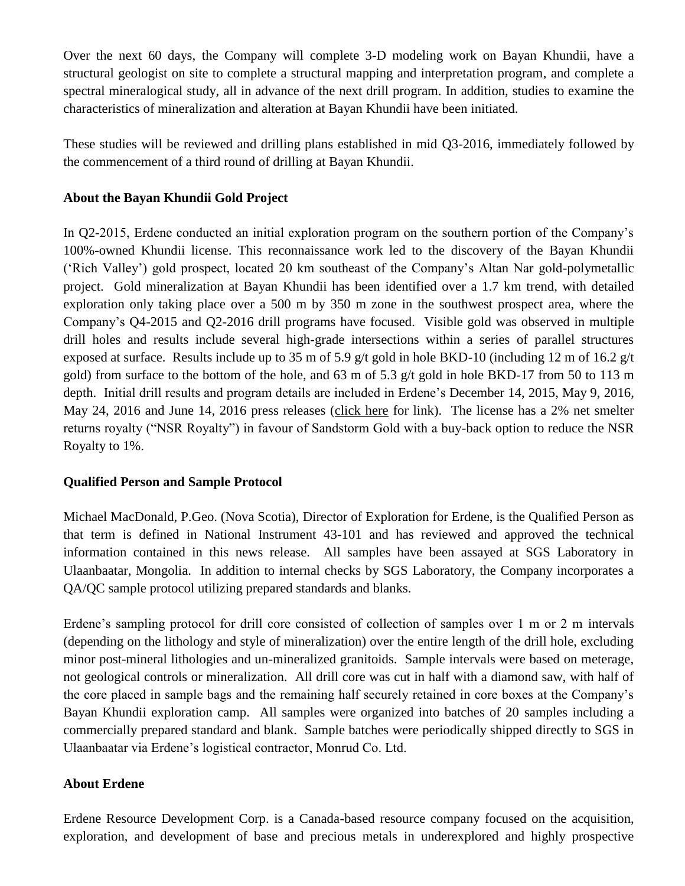Over the next 60 days, the Company will complete 3-D modeling work on Bayan Khundii, have a structural geologist on site to complete a structural mapping and interpretation program, and complete a spectral mineralogical study, all in advance of the next drill program. In addition, studies to examine the characteristics of mineralization and alteration at Bayan Khundii have been initiated.

These studies will be reviewed and drilling plans established in mid Q3-2016, immediately followed by the commencement of a third round of drilling at Bayan Khundii.

**About the Bayan Khundii Gold Project**

In Q2-2015, Erdene conducted an initial exploration program on the southern portion of the Company's 100%-owned Khundii license. This reconnaissance work led to the discovery of the Bayan Khundii ('Rich Valley') gold prospect, located 20 km southeast of the Company's Altan Nar gold-polymetallic project. Gold mineralization at Bayan Khundii has been identified over a 1.7 km trend, with detailed exploration only taking place over a 500 m by 350 m zone in the southwest prospect area, where the Company's Q4-2015 and Q2-2016 drill programs have focused. Visible gold was observed in multiple drill holes and results include several high-grade intersections within a series of parallel structures exposed at surface. Results include up to 35 m of 5.9 g/t gold in hole BKD-10 (including 12 m of 16.2 g/t gold) from surface to the bottom of the hole, and 63 m of 5.3 g/t gold in hole BKD-17 from 50 to 113 m depth. Initial drill results and program details are included in Erdene's December 14, 2015, May 9, 2016, May 24, 2016 and June 14, 2016 press releases (click here for link). The license has a 2% net smelter returns royalty ("NSR Royalty") in favour of Sandstorm Gold with a buy-back option to reduce the NSR Royalty to 1%.

**Qualified Person and Sample Protocol**

Michael MacDonald, P.Geo. (Nova Scotia), Director of Exploration for Erdene, is the Qualified Person as that term is defined in National Instrument 43-101 and has reviewed and approved the technical information contained in this news release. All samples have been assayed at SGS Laboratory in Ulaanbaatar, Mongolia. In addition to internal checks by SGS Laboratory, the Company incorporates a QA/QC sample protocol utilizing prepared standards and blanks.

Erdene's sampling protocol for drill core consisted of collection of samples over 1 m or 2 m intervals (depending on the lithology and style of mineralization) over the entire length of the drill hole, excluding minor post-mineral lithologies and un-mineralized granitoids. Sample intervals were based on meterage, not geological controls or mineralization. All drill core was cut in half with a diamond saw, with half of the core placed in sample bags and the remaining half securely retained in core boxes at the Company's Bayan Khundii exploration camp. All samples were organized into batches of 20 samples including a commercially prepared standard and blank. Sample batches were periodically shipped directly to SGS in Ulaanbaatar via Erdene's logistical contractor, Monrud Co. Ltd.

**About Erdene**

Erdene Resource Development Corp. is a Canada-based resource company focused on the acquisition, exploration, and development of base and precious metals in underexplored and highly prospective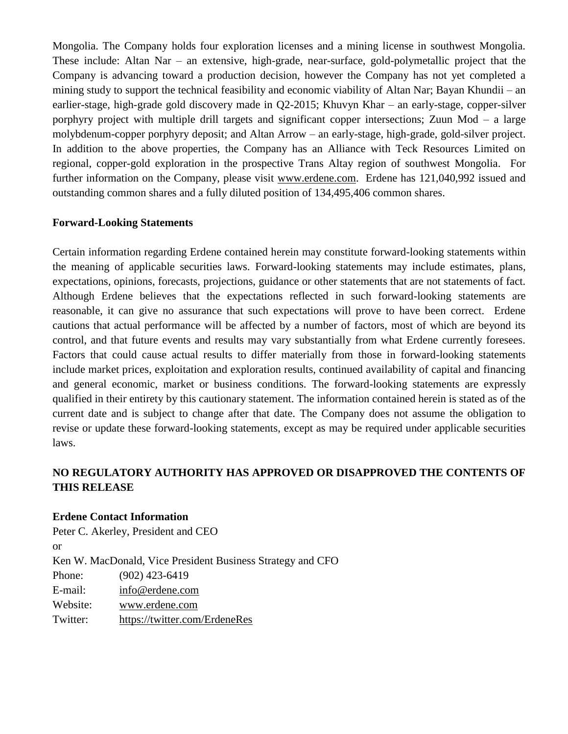Mongolia. The Company holds four exploration licenses and a mining license in southwest Mongolia. These include: Altan Nar – an extensive, high-grade, near-surface, gold-polymetallic project that the Company is advancing toward a production decision, however the Company has not yet completed a mining study to support the technical feasibility and economic viability of Altan Nar; Bayan Khundii – an earlier-stage, high-grade gold discovery made in Q2-2015; Khuvyn Khar – an early-stage, copper-silver porphyry project with multiple drill targets and significant copper intersections; Zuun Mod – a large molybdenum-copper porphyry deposit; and Altan Arrow – an early-stage, high-grade, gold-silver project. In addition to the above properties, the Company has an Alliance with Teck Resources Limited on regional, copper-gold exploration in the prospective Trans Altay region of southwest Mongolia. For further information on the Company, please visit www.erdene.com. Erdene has 121,040,992 issued and outstanding common shares and a fully diluted position of 134,495,406 common shares.

**Forward-Looking Statements**

Certain information regarding Erdene contained herein may constitute forward-looking statements within the meaning of applicable securities laws. Forward-looking statements may include estimates, plans, expectations, opinions, forecasts, projections, guidance or other statements that are not statements of fact. Although Erdene believes that the expectations reflected in such forward-looking statements are reasonable, it can give no assurance that such expectations will prove to have been correct. Erdene cautions that actual performance will be affected by a number of factors, most of which are beyond its control, and that future events and results may vary substantially from what Erdene currently foresees. Factors that could cause actual results to differ materially from those in forward-looking statements include market prices, exploitation and exploration results, continued availability of capital and financing and general economic, market or business conditions. The forward-looking statements are expressly qualified in their entirety by this cautionary statement. The information contained herein is stated as of the current date and is subject to change after that date. The Company does not assume the obligation to revise or update these forward-looking statements, except as may be required under applicable securities laws.

**NO REGULATORY AUTHORITY HAS APPROVED OR DISAPPROVED THE CONTENTS OF THIS RELEASE**

**Erdene Contact Information**

Peter C. Akerley, President and CEO
or
Ken W. MacDonald, Vice President Business Strategy and CFO

Phone: (902) 423-6419
E-mail: info@erdene.com
Website: www.erdene.com
Twitter: https://twitter.com/ErdeneRes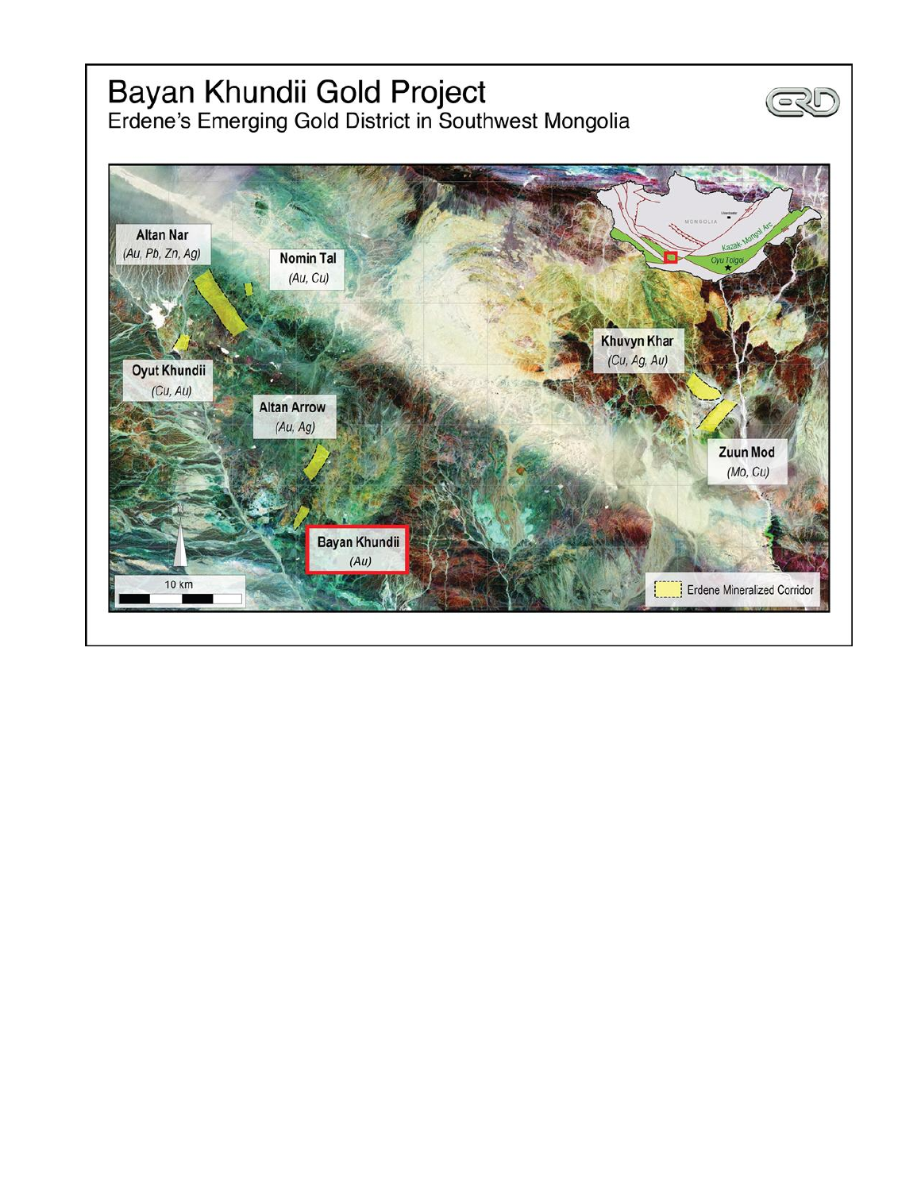# Bayan Khundii Gold Project

## Erdene's Emerging Gold District in Southwest Mongolia

Altan Nar
(Au, Pb, Zn, Ag)

Nomin Tal
(Au, Cu)

Oyut Khundii
(Cu, Au)

Altan Arrow
(Au, Ag)

Khuvyn Khar
(Cu, Ag, Au)

Zuun Mod
(Mo, Cu)

Bayan Khundii
(Au)

10 km

Erdene Mineralized Corridor

MONGOLIA

Kazak-Mongol Arc

Oyu Tolgoi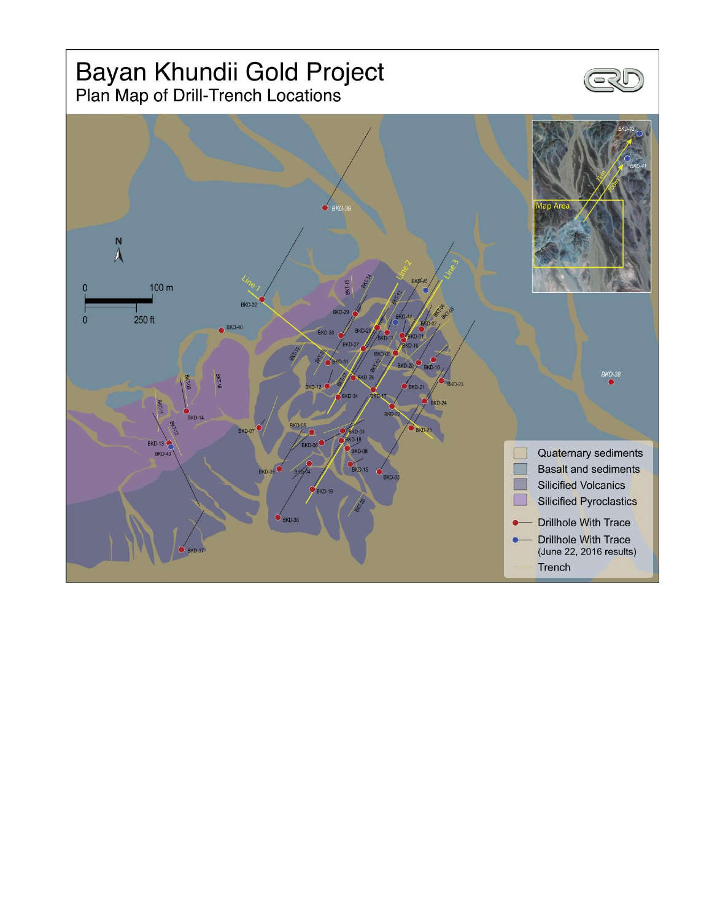# Bayan Khundii Gold Project

## Plan Map of Drill-Trench Locations

0 100 m

0 250 ft

Line 1

Line 2

Line 3

Map Area

1km

400m

BKD-39
BKD-32
BKD-40
BKD-45
BKD-44
BKD-29
BKD-30
BKD-26
BKD-11
BKD-01
BKD-02
BKD-16
BKD-27
BKD-09
BKD-31
BKD-20
BKD-10
BKD-28
BKD-12
BKD-21
BKD-23
BKD-34
BKD-17
BKD-24
BKD-22
BKD-14
BKD-07
BKD-05
BKD-03
BKD-25
BKD-13
BKD-43
BKD-06
BKD-18
BKD-08
BKD-35
BKD-04
BKD-15
BKD-33
BKD-19
BKD-36
BKD-37
BKD-38
BKD-41
BKD-42

BKT-15
BKT-14
BKT-11
BKT-06
BKT-05
BKT-19
BKT-16
BKT-12
BKT-09
BKT-18
BKT-11
BKT-10
BKT-20

Quaternary sediments

Basalt and sediments

Silicified Volcanics

Silicified Pyroclastics

Drillhole With Trace

Drillhole With Trace (June 22, 2016 results)

Trench